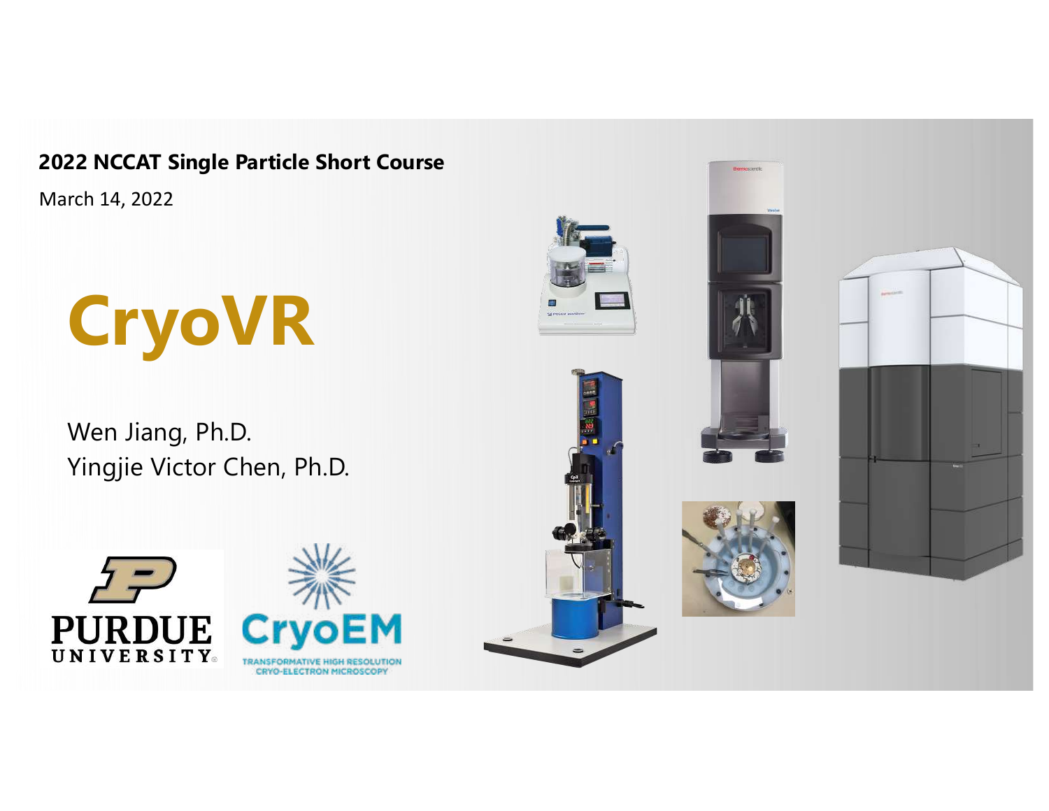**2022 NCCAT Single Particle Short Course**

March 14, 2022

# CryoVR

Wen Jiang, Ph.D.
Yingjie Victor Chen, Ph.D.

PURDUE UNIVERSITY

CryoEM
TRANSFORMATIVE HIGH RESOLUTION CRYO-ELECTRON MICROSCOPY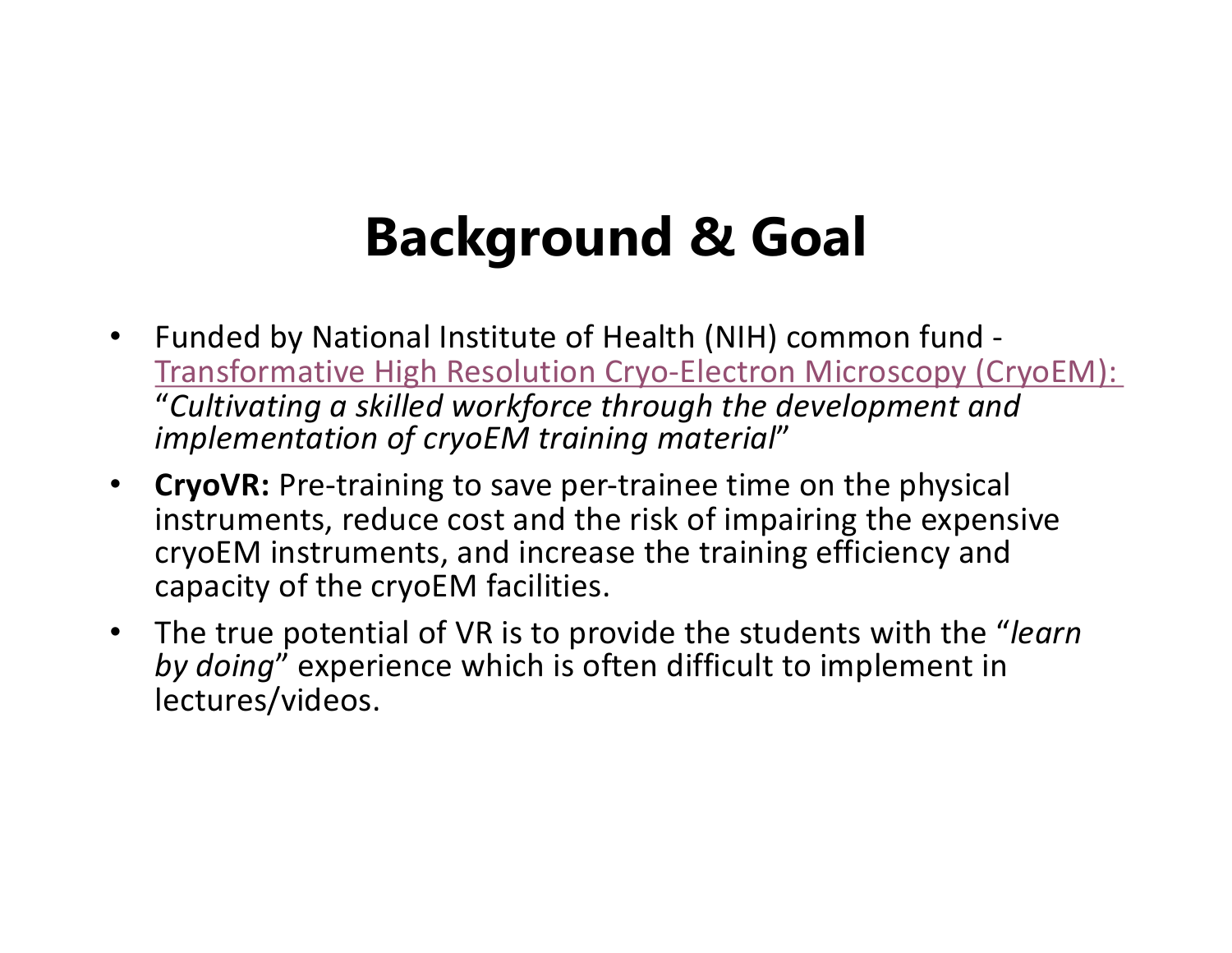# Background & Goal

- Funded by National Institute of Health (NIH) common fund - Transformative High Resolution Cryo-Electron Microscopy (CryoEM): "*Cultivating a skilled workforce through the development and implementation of cryoEM training material*"
- **CryoVR:** Pre-training to save per-trainee time on the physical instruments, reduce cost and the risk of impairing the expensive cryoEM instruments, and increase the training efficiency and capacity of the cryoEM facilities.
- The true potential of VR is to provide the students with the "*learn by doing*" experience which is often difficult to implement in lectures/videos.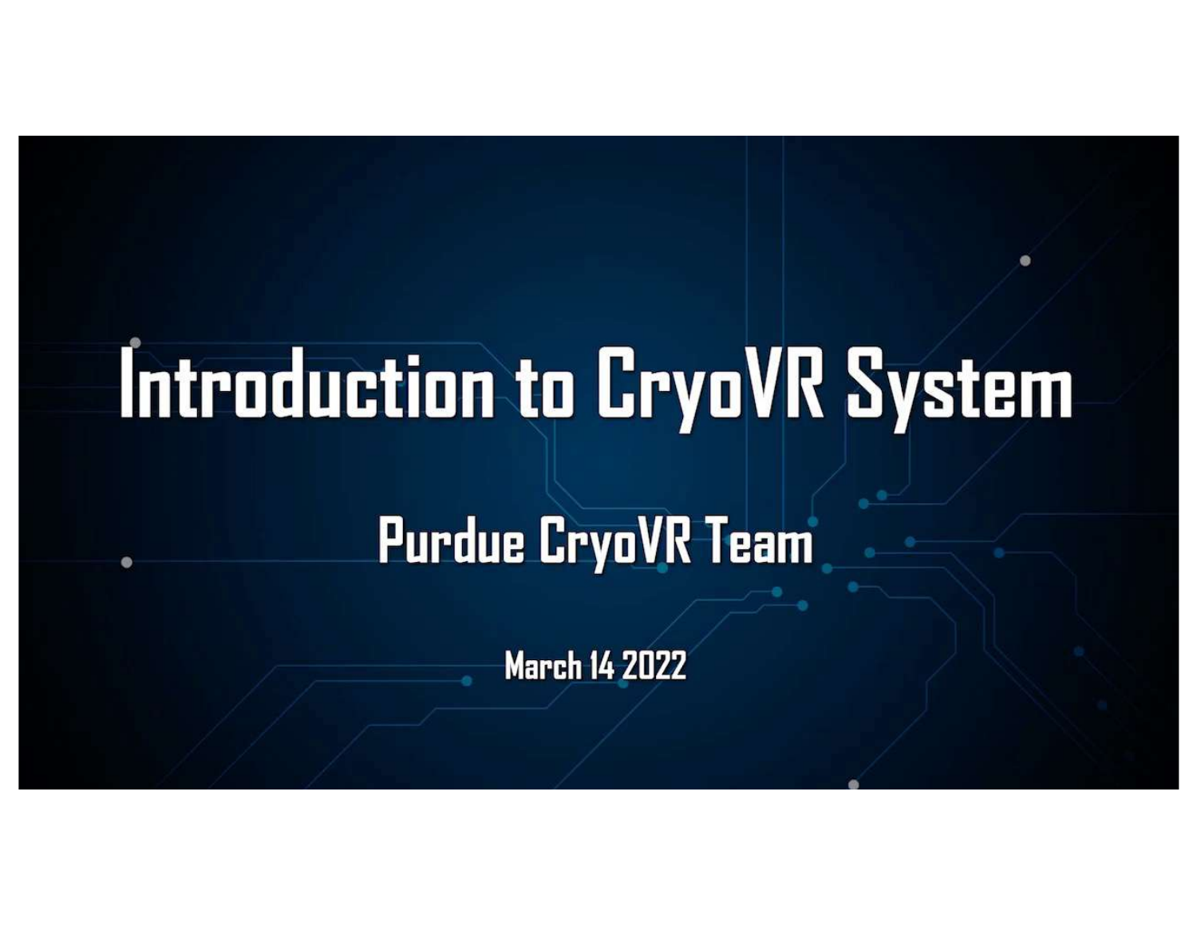# Introduction to CryoVR System

## Purdue CryoVR Team

March 14 2022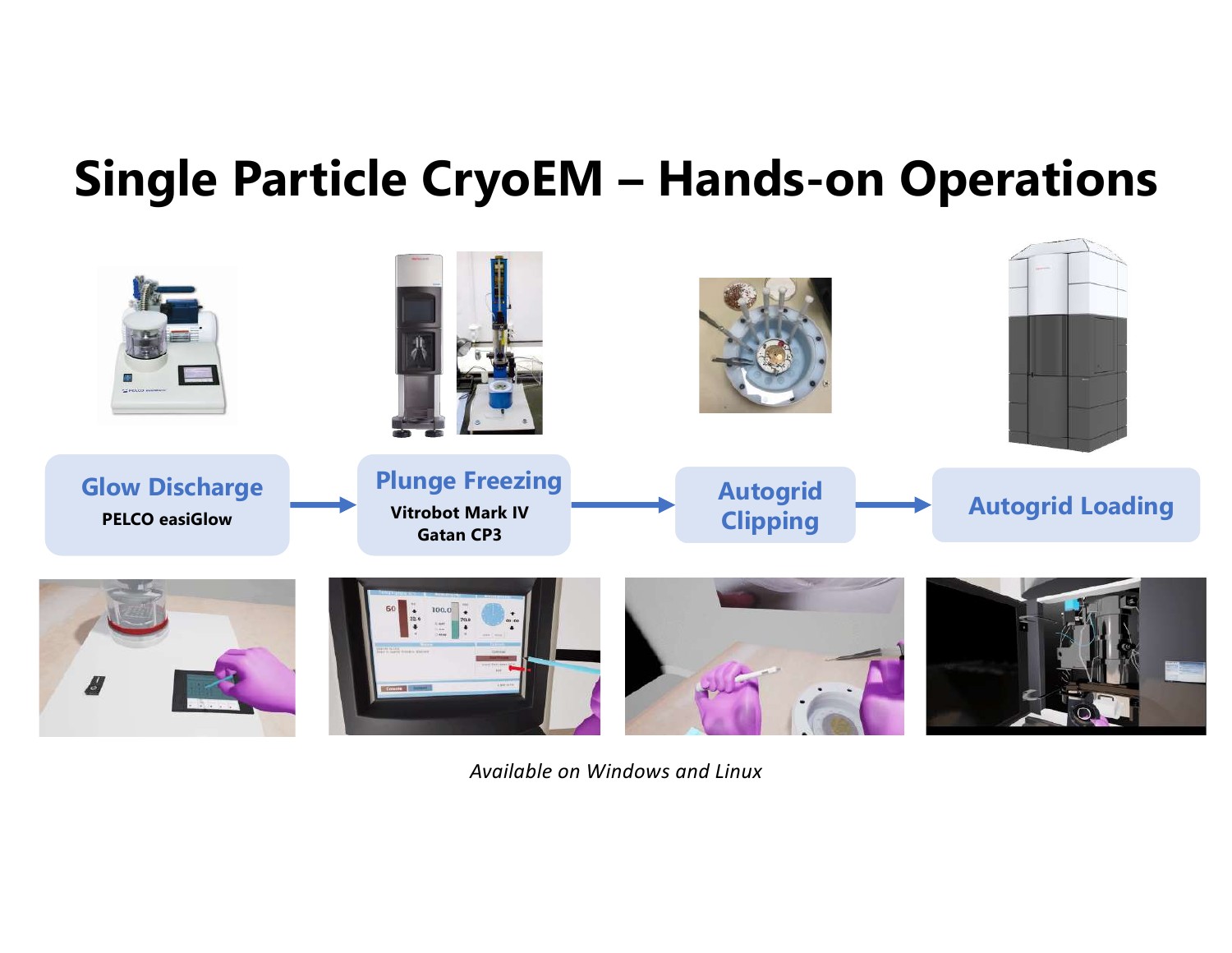# Single Particle CryoEM – Hands-on Operations

**Glow Discharge**
PELCO easiGlow

→

**Plunge Freezing**
Vitrobot Mark IV
Gatan CP3

→

**Autogrid Clipping**

→

**Autogrid Loading**

*Available on Windows and Linux*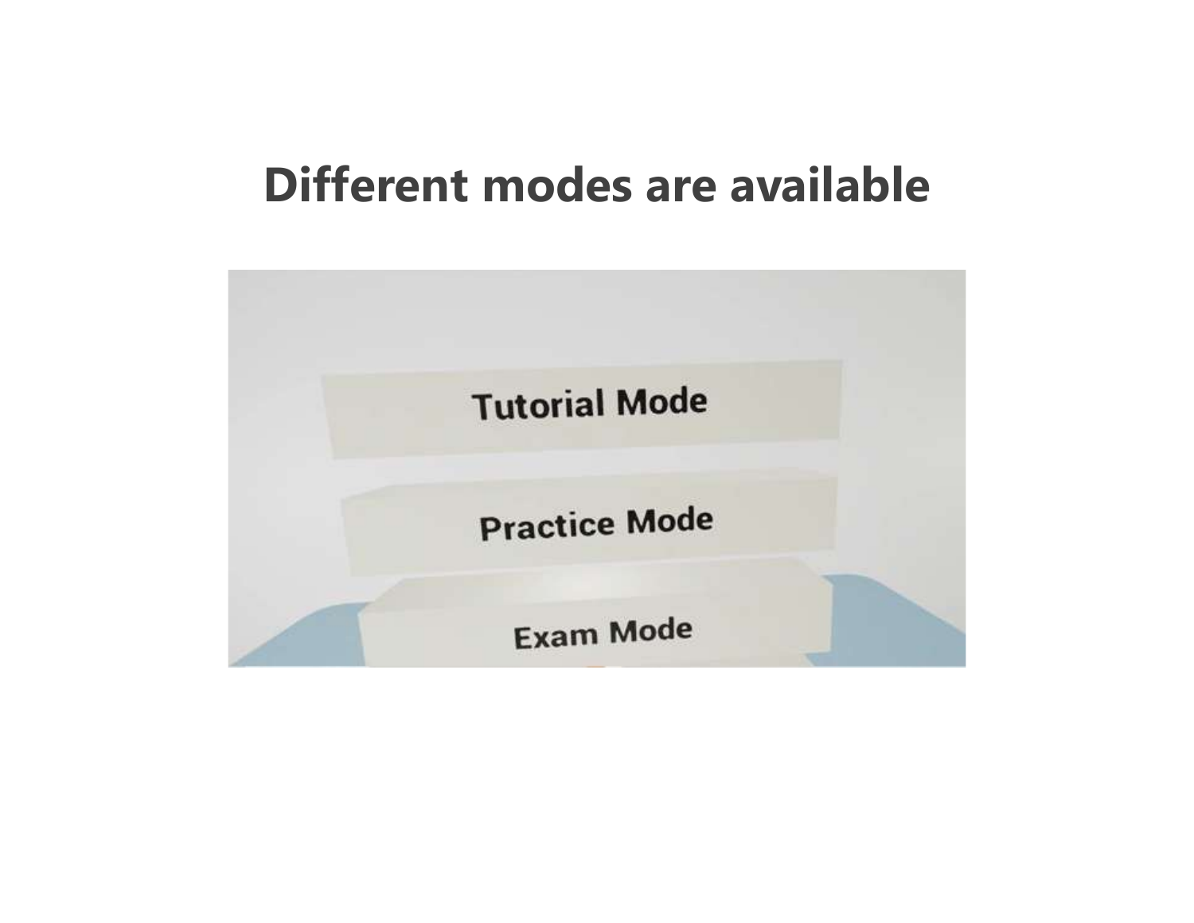# Different modes are available

Tutorial Mode

Practice Mode

Exam Mode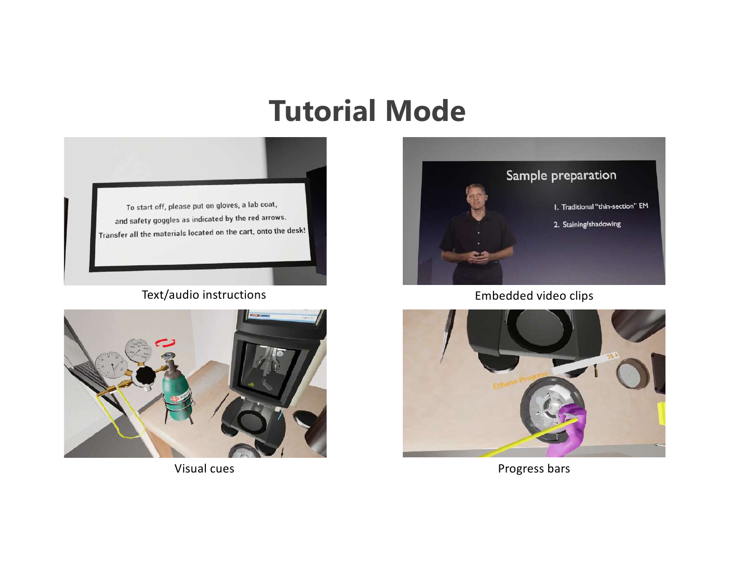# Tutorial Mode

Text/audio instructions

Embedded video clips

Visual cues

Progress bars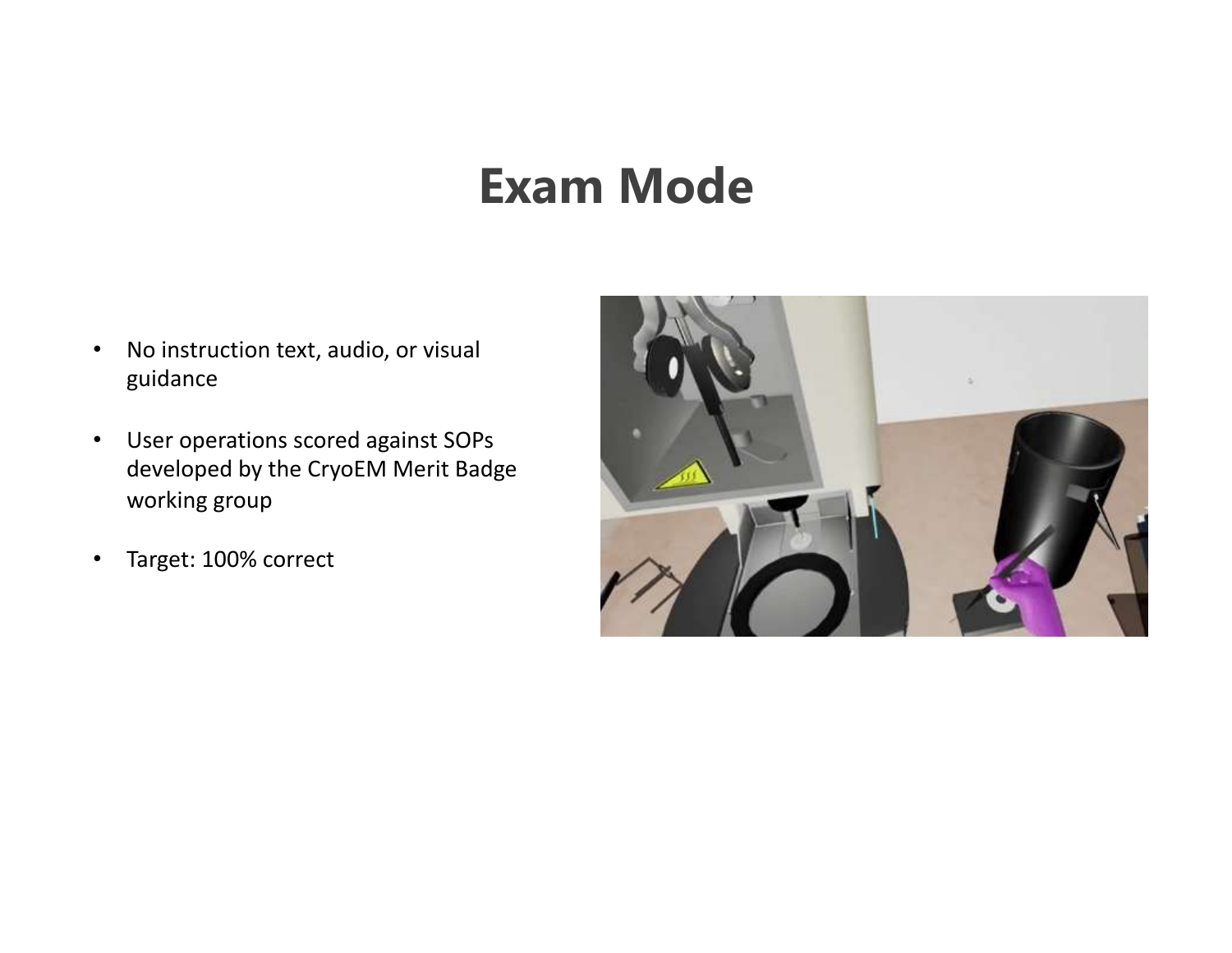# Exam Mode

- No instruction text, audio, or visual guidance
- User operations scored against SOPs developed by the CryoEM Merit Badge working group
- Target: 100% correct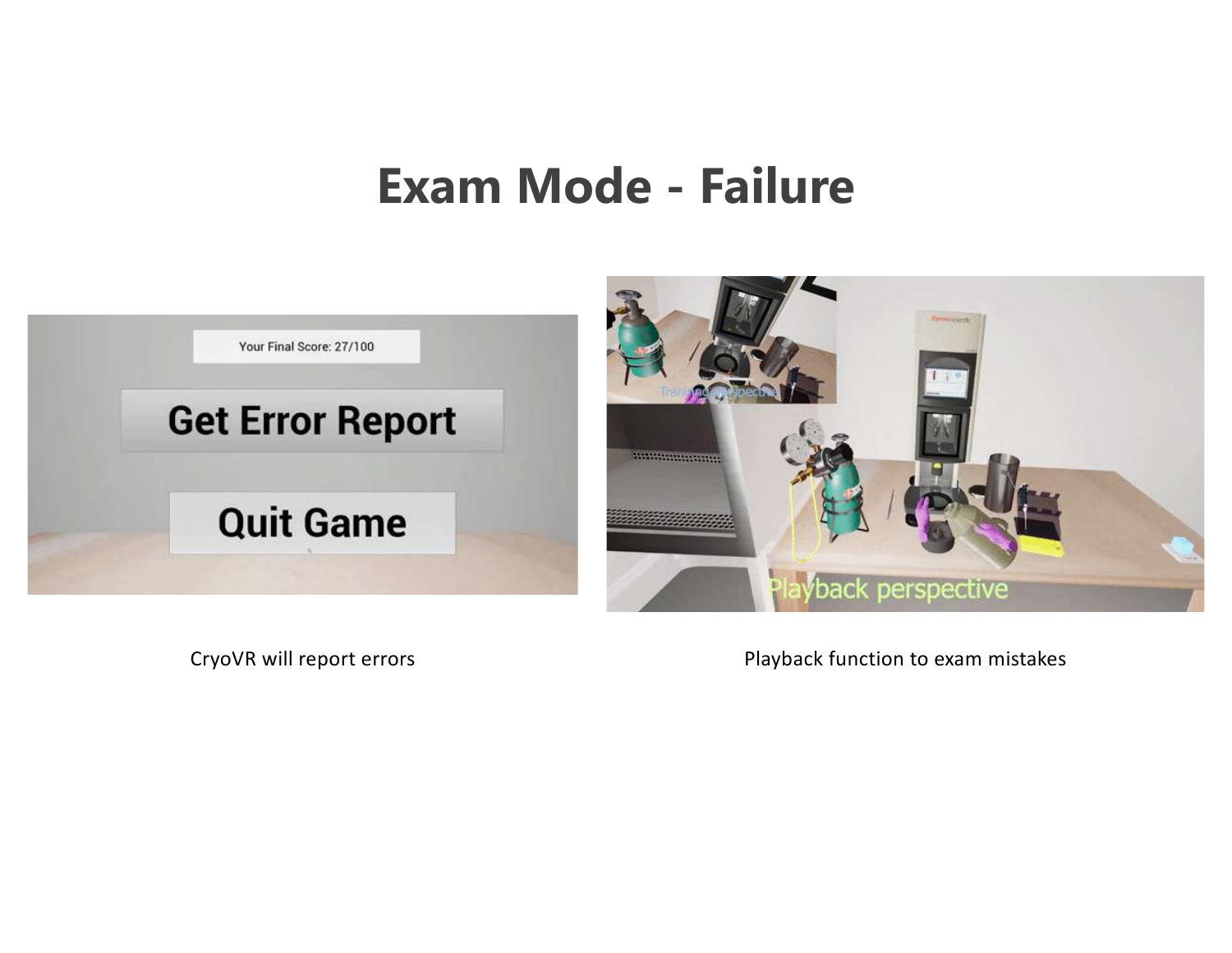# Exam Mode - Failure

CryoVR will report errors

Playback function to exam mistakes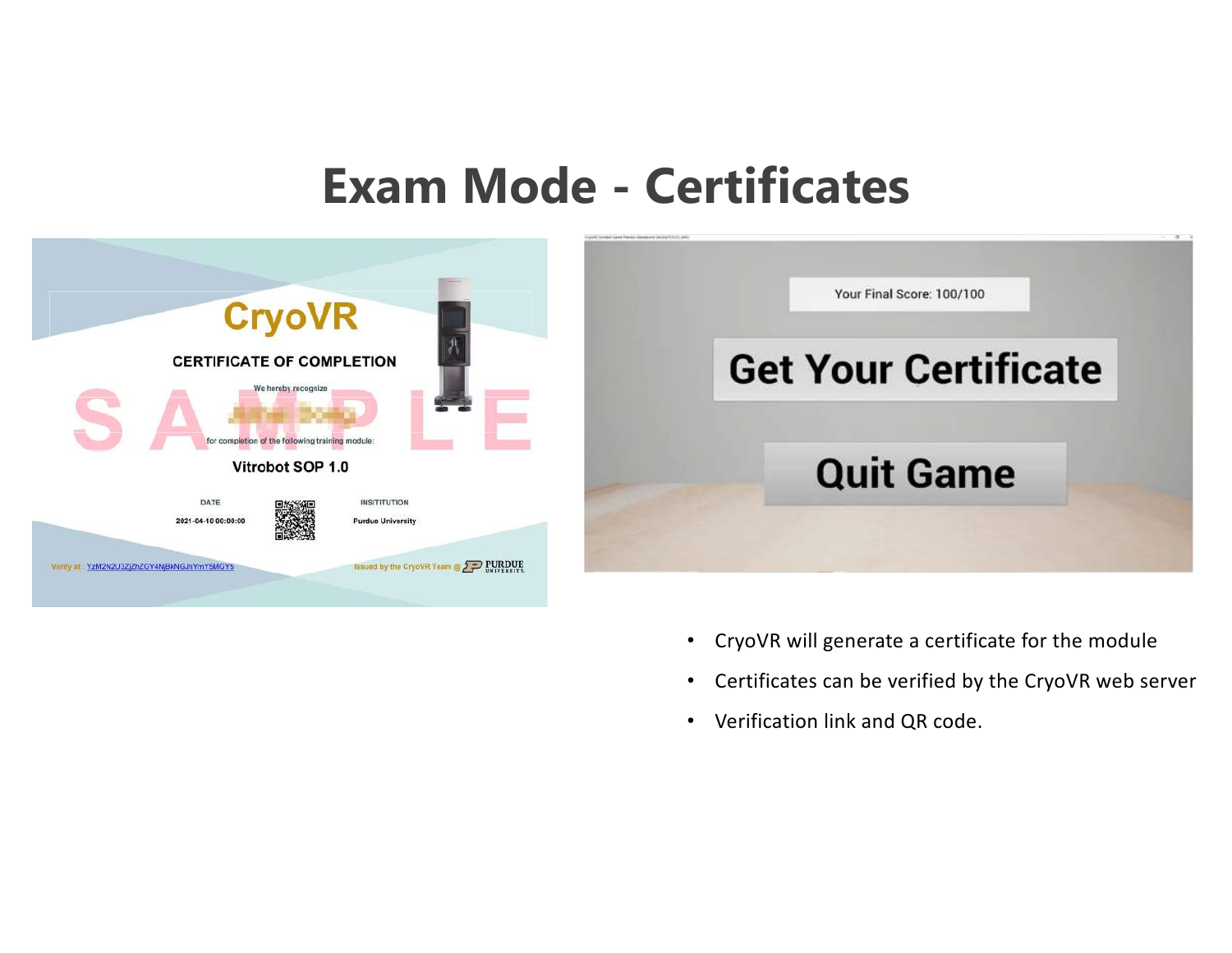# Exam Mode - Certificates

- CryoVR will generate a certificate for the module
- Certificates can be verified by the CryoVR web server
- Verification link and QR code.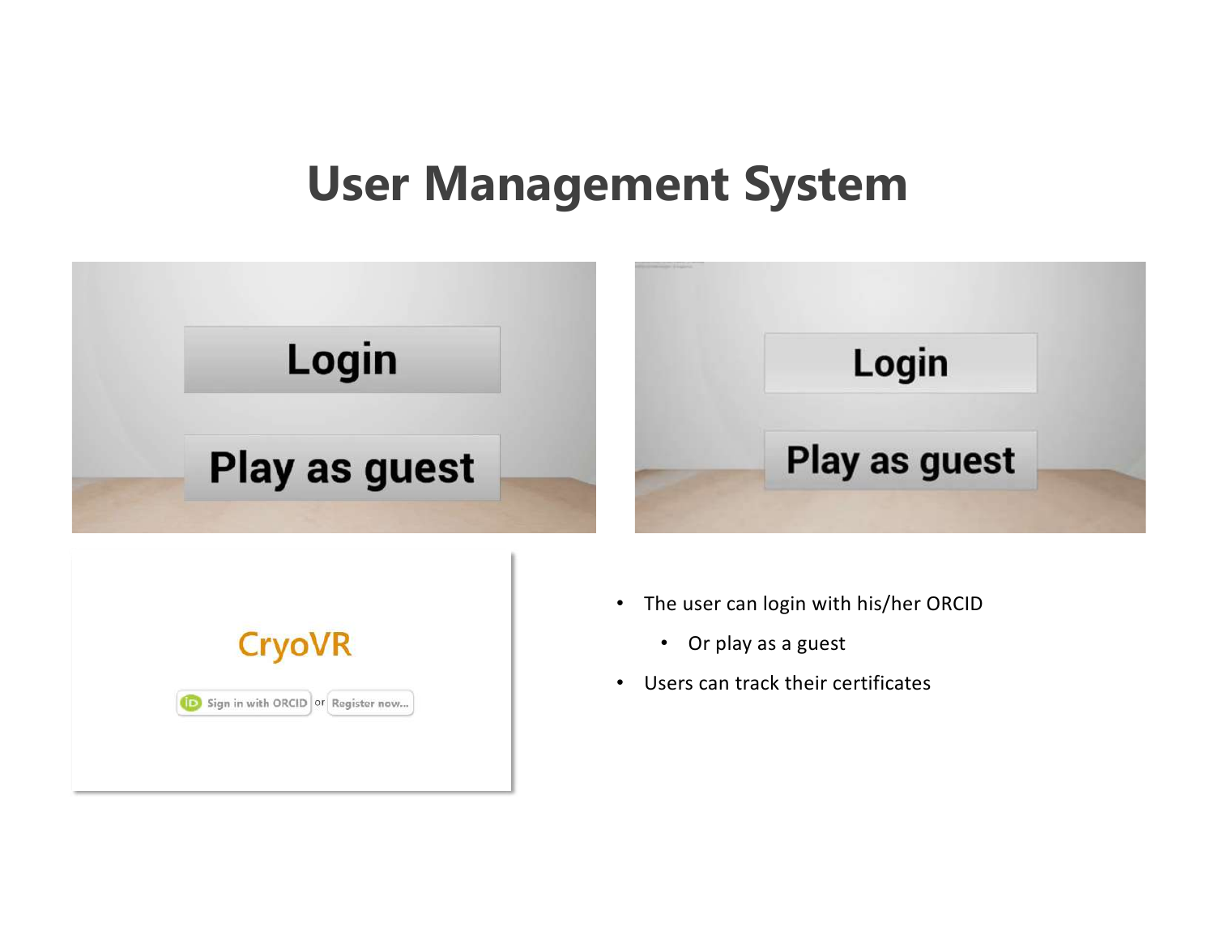# User Management System

Login

Play as guest

Login

Play as guest

CryoVR

Sign in with ORCID or Register now...

- The user can login with his/her ORCID
  - Or play as a guest
- Users can track their certificates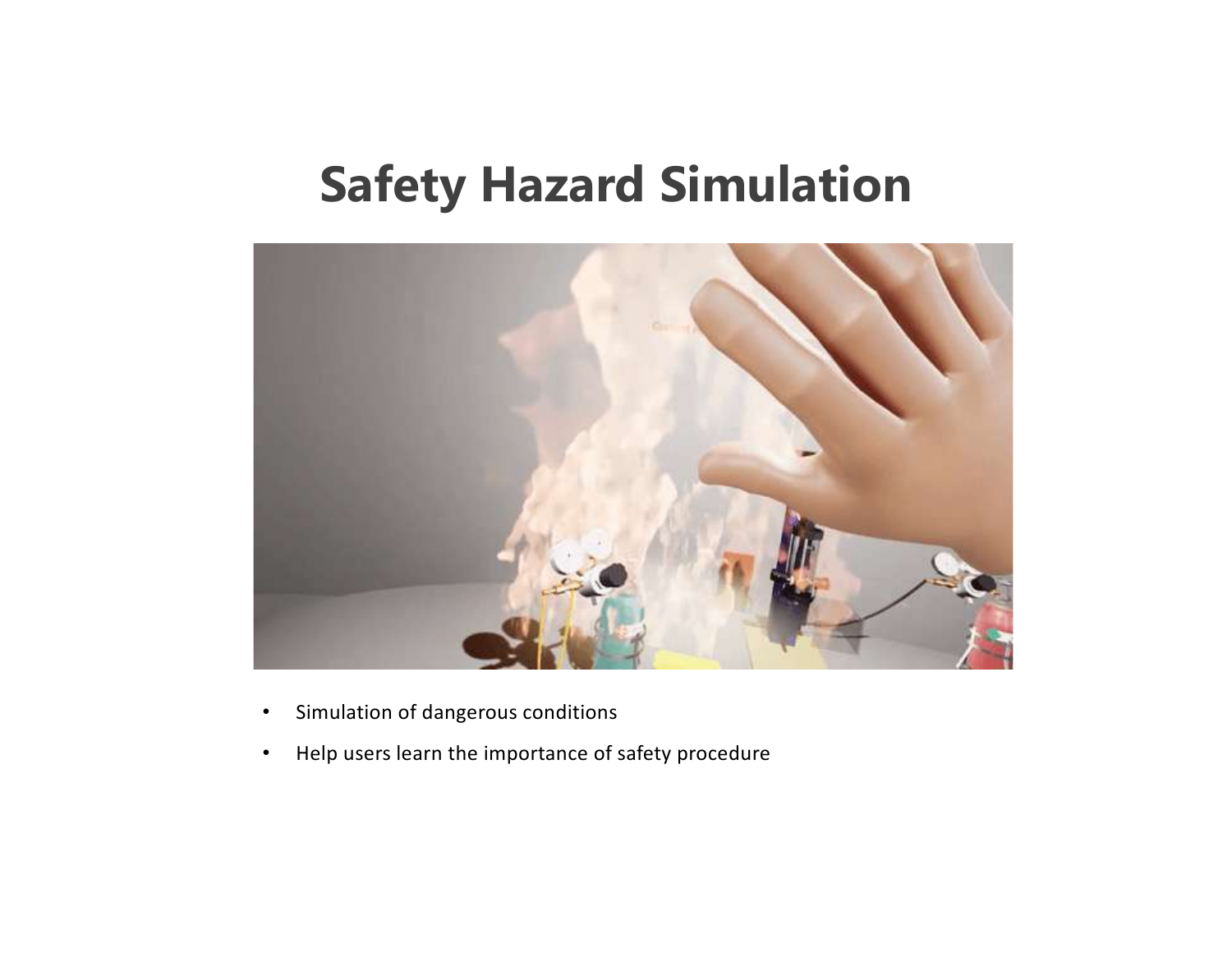# Safety Hazard Simulation

- Simulation of dangerous conditions
- Help users learn the importance of safety procedure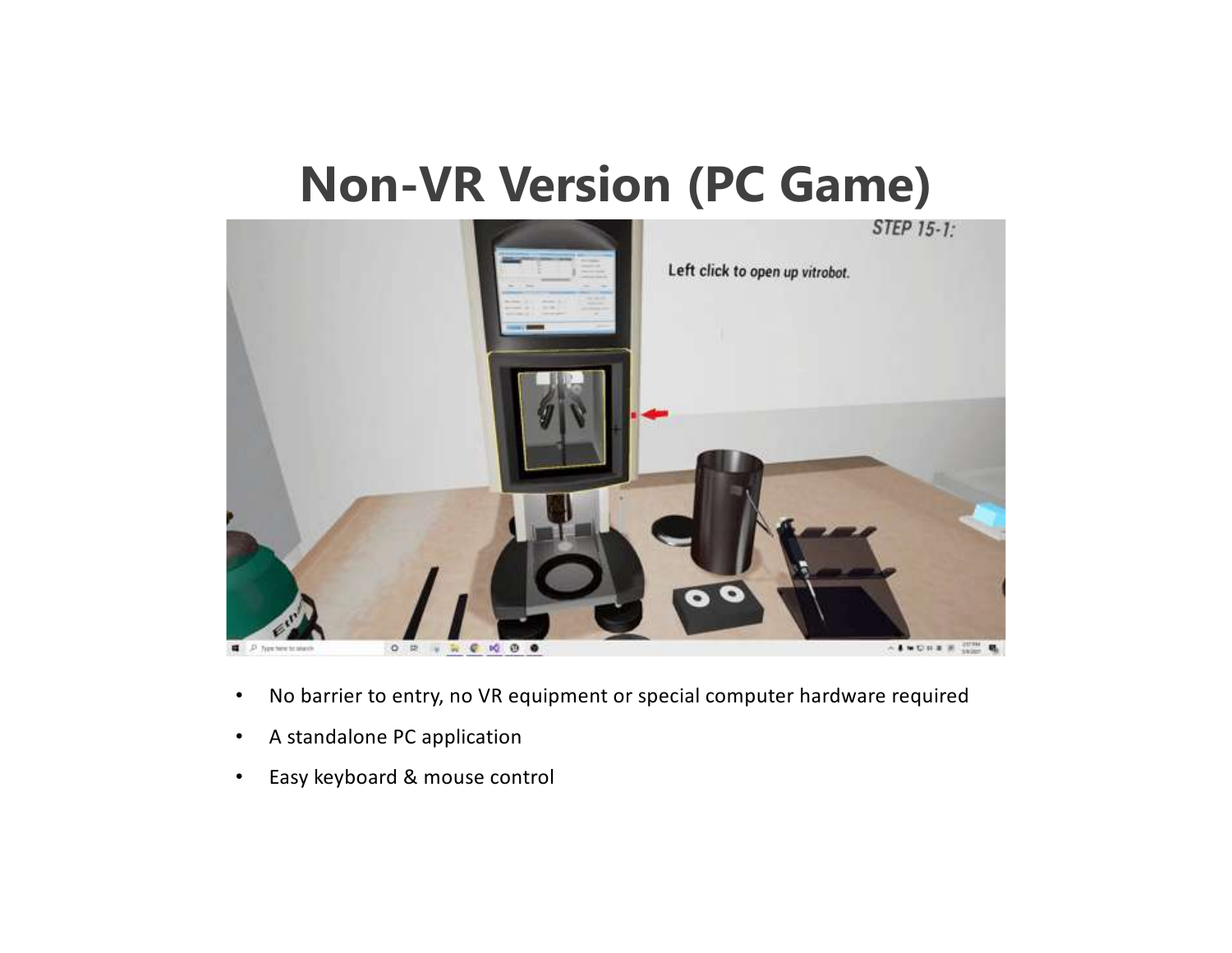# Non-VR Version (PC Game)

- No barrier to entry, no VR equipment or special computer hardware required
- A standalone PC application
- Easy keyboard & mouse control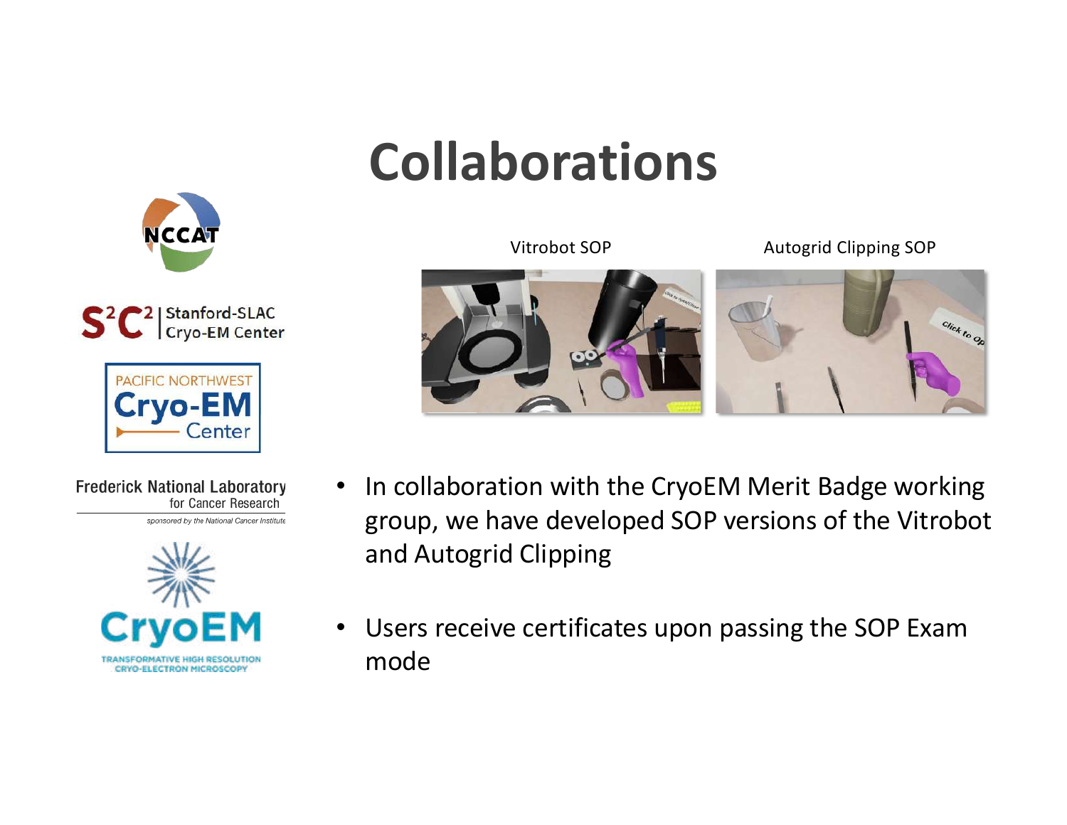# Collaborations

Vitrobot SOP

Autogrid Clipping SOP

- In collaboration with the CryoEM Merit Badge working group, we have developed SOP versions of the Vitrobot and Autogrid Clipping
- Users receive certificates upon passing the SOP Exam mode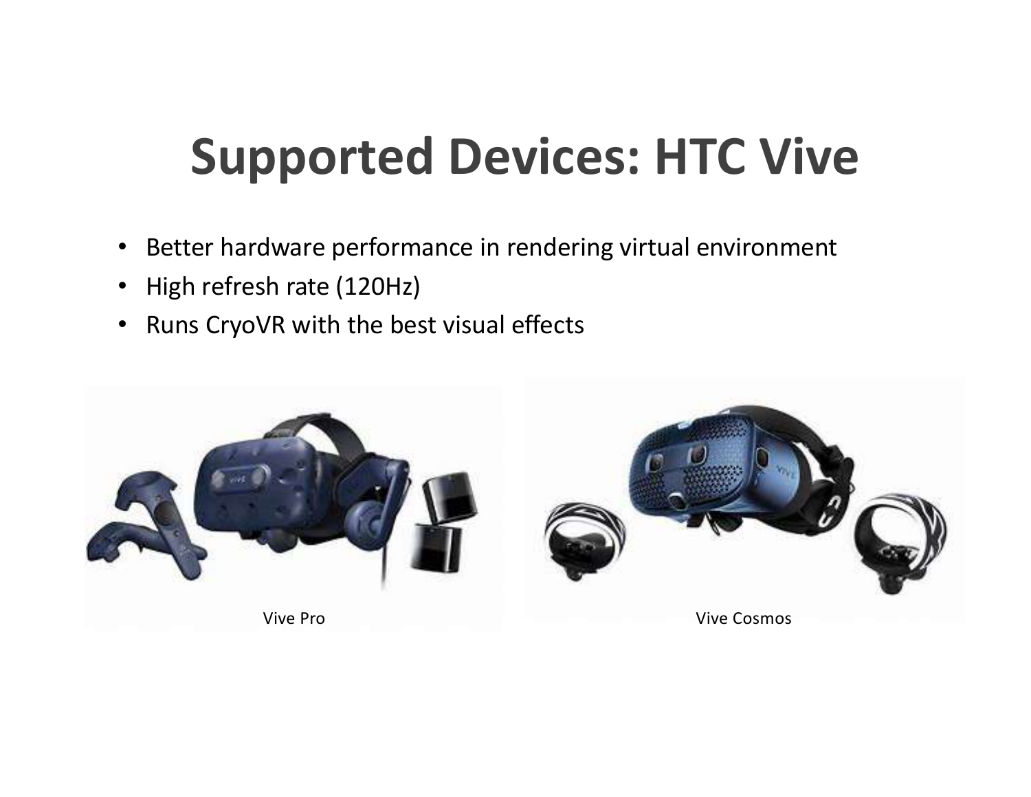# Supported Devices: HTC Vive

- Better hardware performance in rendering virtual environment
- High refresh rate (120Hz)
- Runs CryoVR with the best visual effects

Vive Pro

Vive Cosmos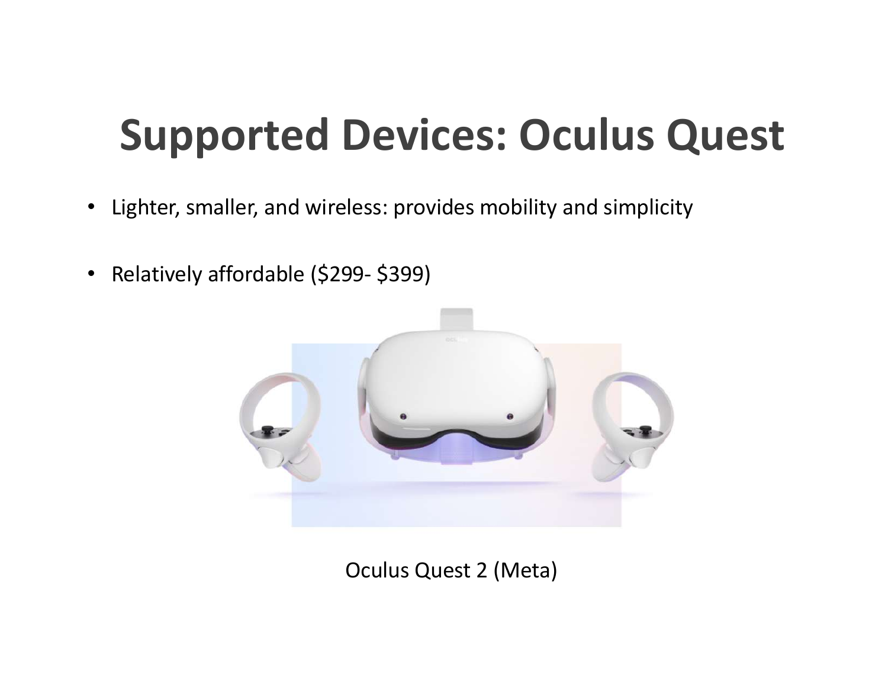# Supported Devices: Oculus Quest

- Lighter, smaller, and wireless: provides mobility and simplicity
- Relatively affordable ($299- $399)

Oculus Quest 2 (Meta)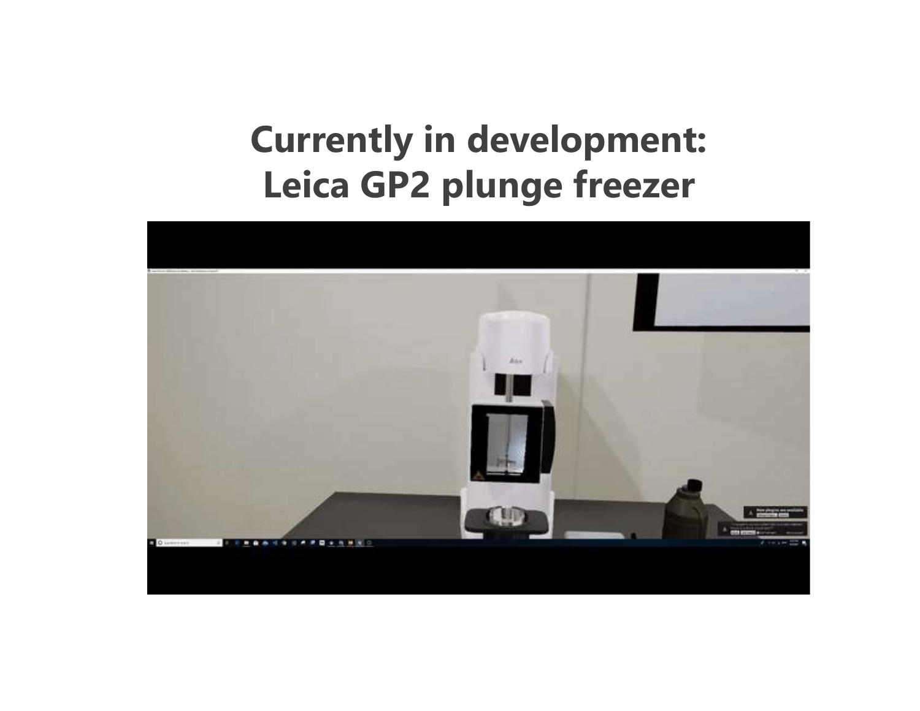# Currently in development:
# Leica GP2 plunge freezer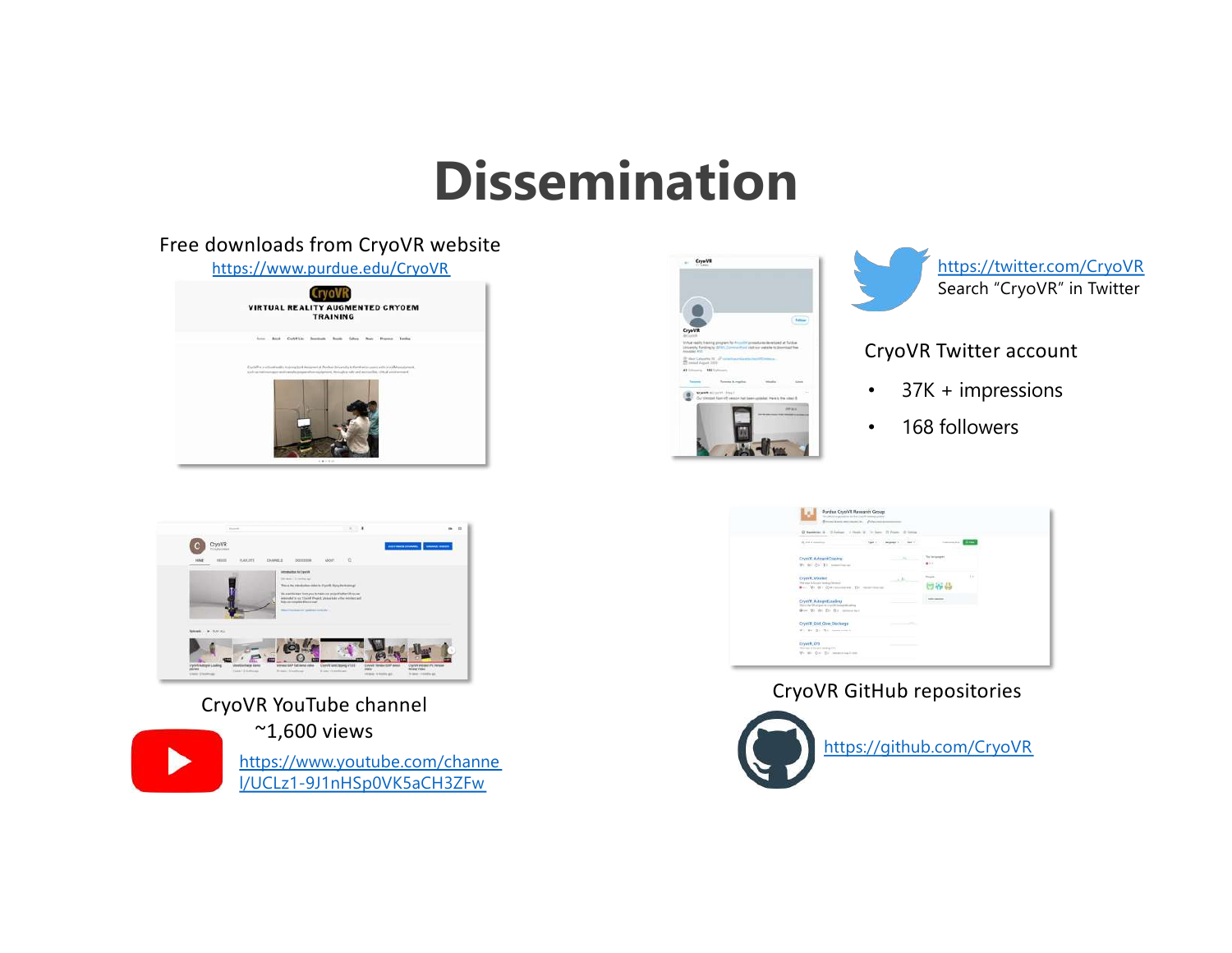# Dissemination

Free downloads from CryoVR website
https://www.purdue.edu/CryoVR

https://twitter.com/CryoVR
Search "CryoVR" in Twitter

CryoVR Twitter account

- 37K + impressions
- 168 followers

CryoVR YouTube channel
~1,600 views

https://www.youtube.com/channel/UCLz1-9J1nHSp0VK5aCH3ZFw

CryoVR GitHub repositories

https://github.com/CryoVR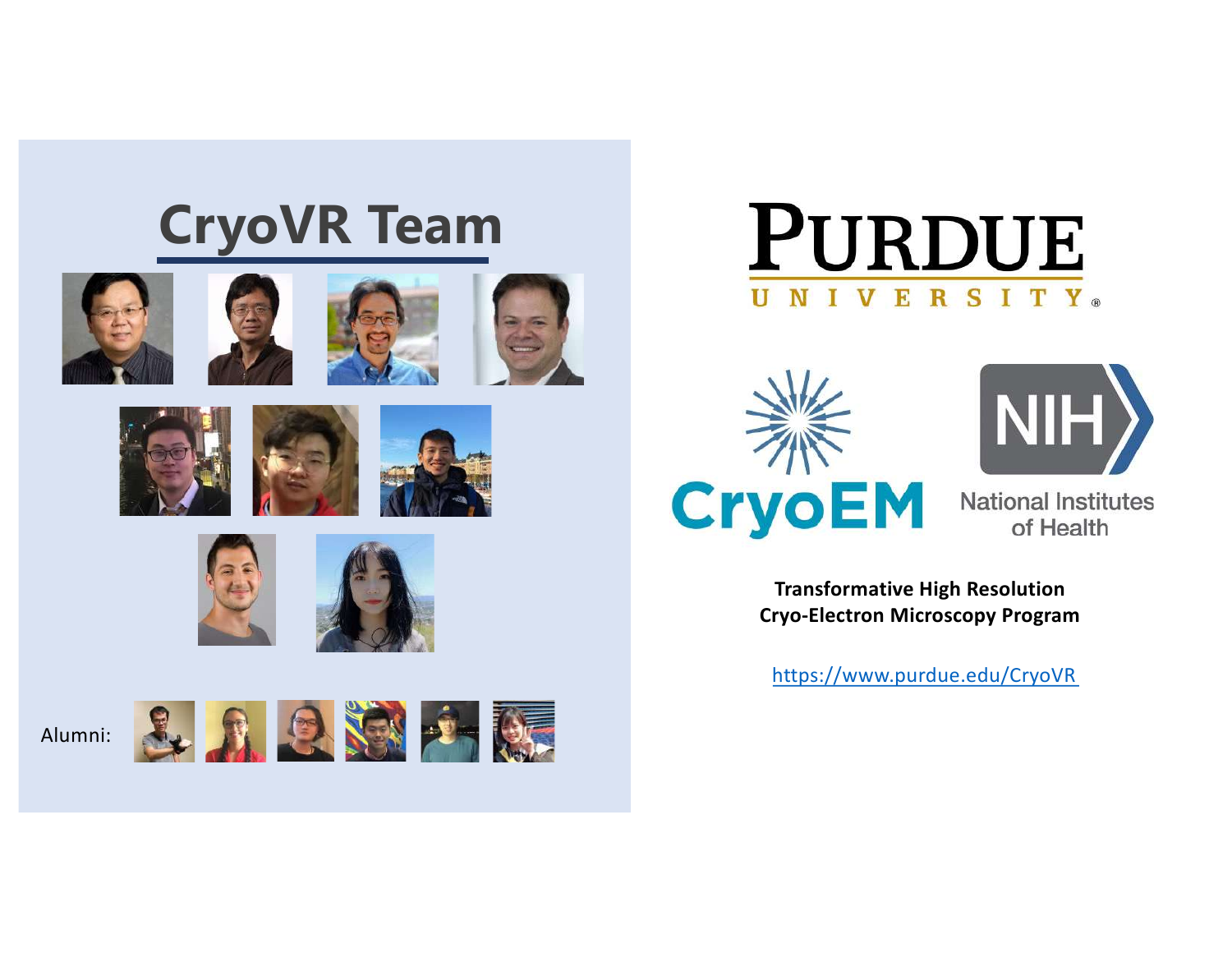# CryoVR Team

Alumni:

PURDUE UNIVERSITY

CryoEM

NIH National Institutes of Health

**Transformative High Resolution Cryo-Electron Microscopy Program**

https://www.purdue.edu/CryoVR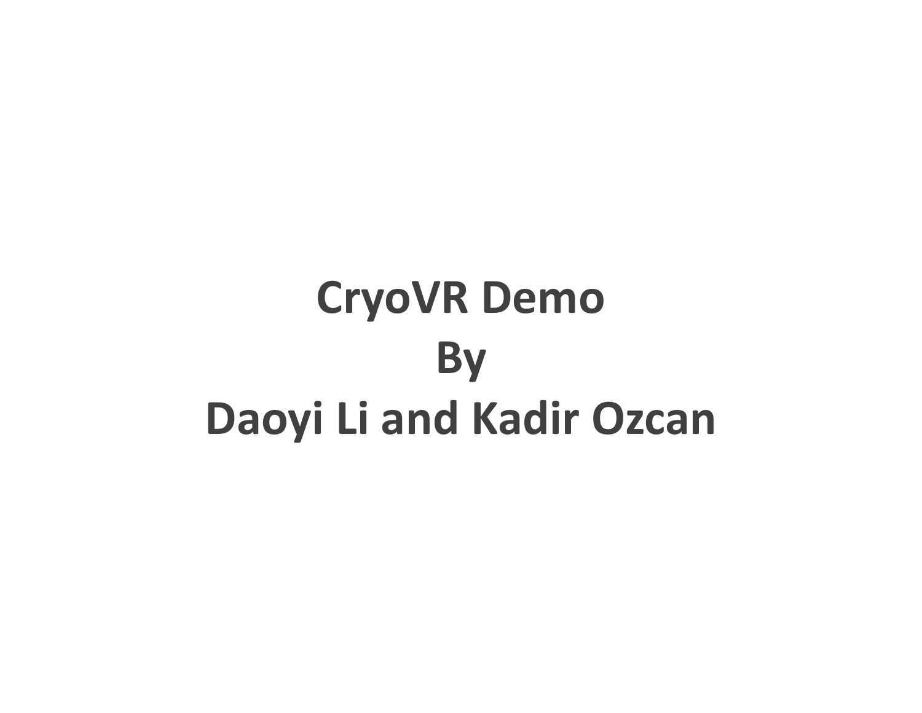# CryoVR Demo
# By
# Daoyi Li and Kadir Ozcan